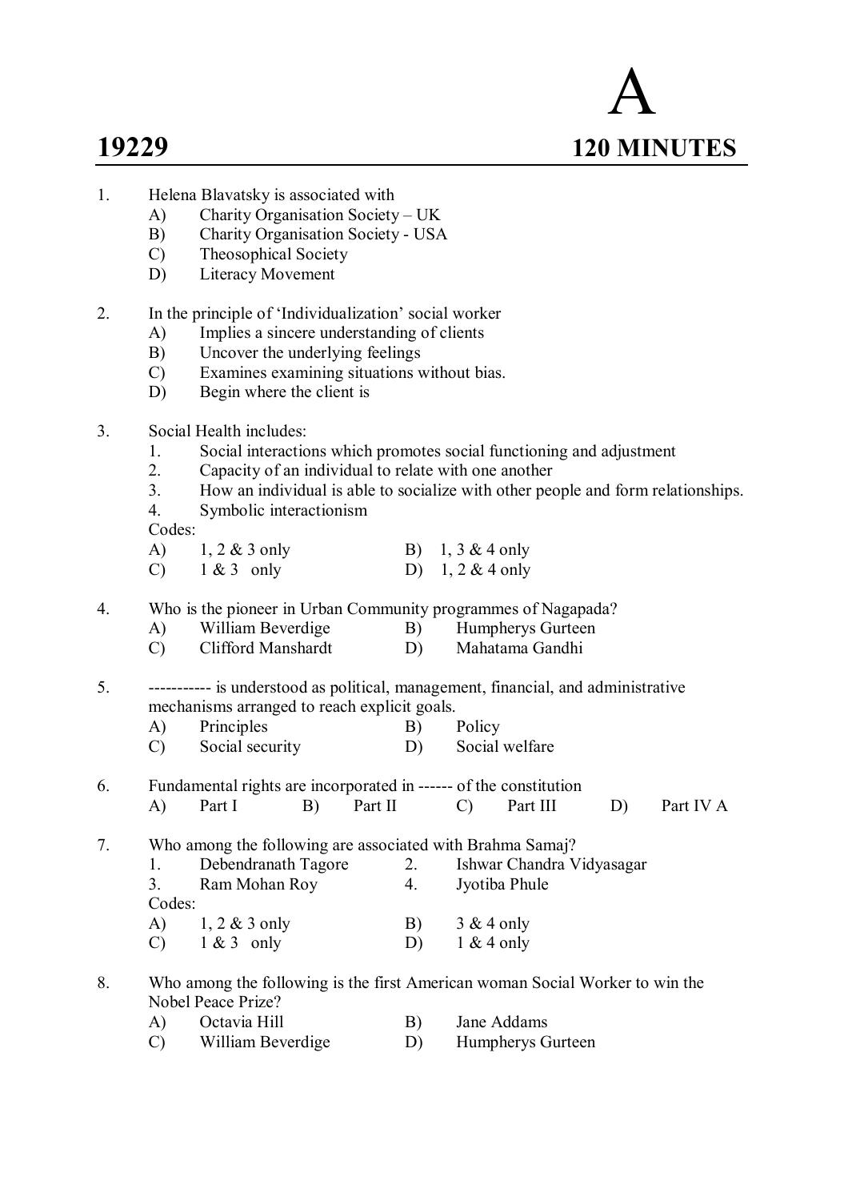# 19229

# A

**120 MINUTES**

1. Helena Blavatsky is associated with
   - A) Charity Organisation Society – UK
   - B) Charity Organisation Society - USA
   - C) Theosophical Society
   - D) Literacy Movement

2. In the principle of 'Individualization' social worker
   - A) Implies a sincere understanding of clients
   - B) Uncover the underlying feelings
   - C) Examines examining situations without bias.
   - D) Begin where the client is

3. Social Health includes:
   1. Social interactions which promotes social functioning and adjustment
   2. Capacity of an individual to relate with one another
   3. How an individual is able to socialize with other people and form relationships.
   4. Symbolic interactionism

   Codes:
   - A) 1, 2 & 3 only
   - B) 1, 3 & 4 only
   - C) 1 & 3 only
   - D) 1, 2 & 4 only

4. Who is the pioneer in Urban Community programmes of Nagapada?
   - A) William Beverdige
   - B) Humpherys Gurteen
   - C) Clifford Manshardt
   - D) Mahatama Gandhi

5. ----------- is understood as political, management, financial, and administrative mechanisms arranged to reach explicit goals.
   - A) Principles
   - B) Policy
   - C) Social security
   - D) Social welfare

6. Fundamental rights are incorporated in ------ of the constitution
   - A) Part I
   - B) Part II
   - C) Part III
   - D) Part IV A

7. Who among the following are associated with Brahma Samaj?
   1. Debendranath Tagore
   2. Ishwar Chandra Vidyasagar
   3. Ram Mohan Roy
   4. Jyotiba Phule

   Codes:
   - A) 1, 2 & 3 only
   - B) 3 & 4 only
   - C) 1 & 3 only
   - D) 1 & 4 only

8. Who among the following is the first American woman Social Worker to win the Nobel Peace Prize?
   - A) Octavia Hill
   - B) Jane Addams
   - C) William Beverdige
   - D) Humpherys Gurteen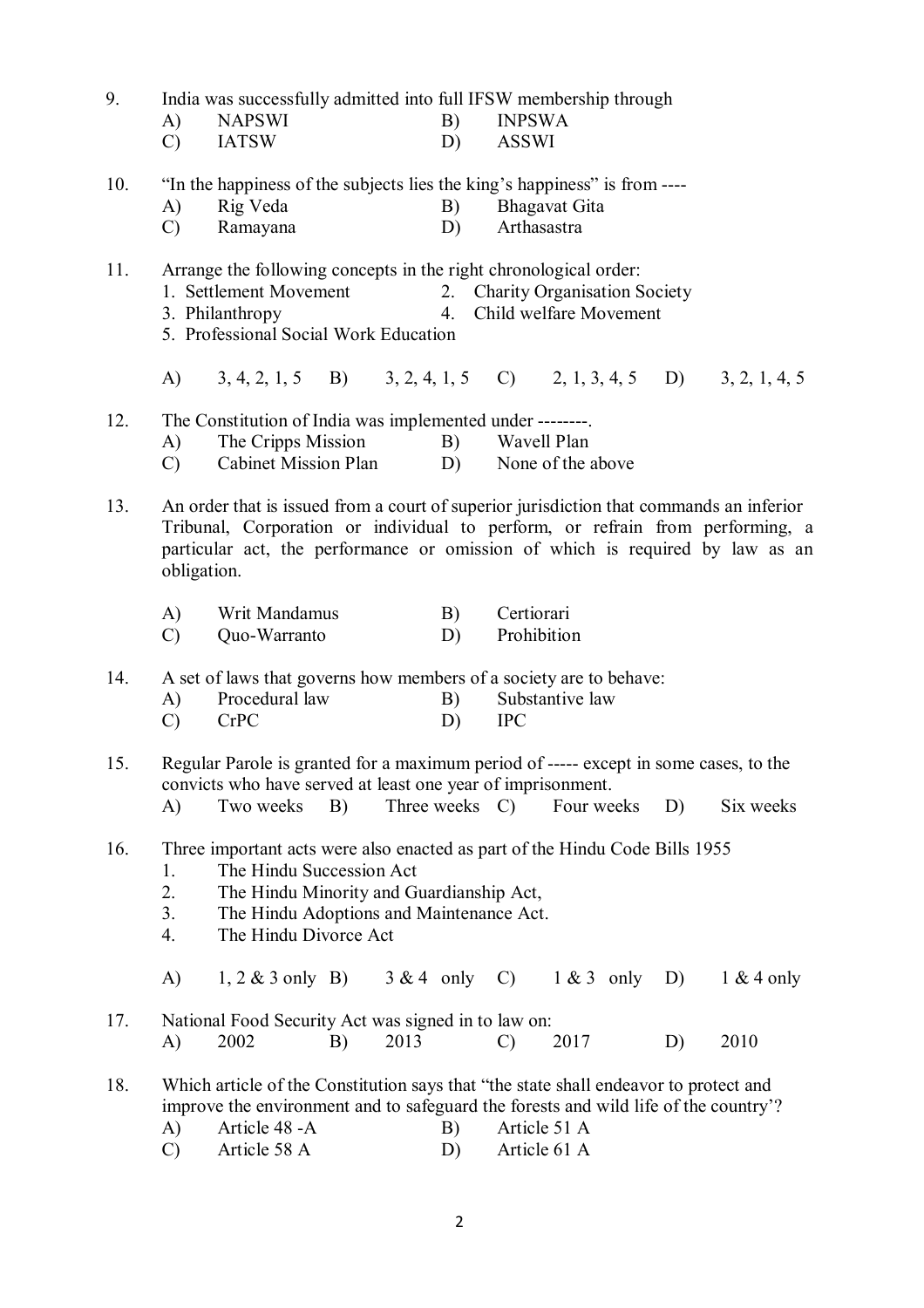9. India was successfully admitted into full IFSW membership through

   A) NAPSWI B) INPSWA
   
   C) IATSW D) ASSWI

10. "In the happiness of the subjects lies the king's happiness" is from ----

    A) Rig Veda B) Bhagavat Gita
    
    C) Ramayana D) Arthasastra

11. Arrange the following concepts in the right chronological order:

    1. Settlement Movement
    2. Charity Organisation Society
    3. Philanthropy
    4. Child welfare Movement
    5. Professional Social Work Education

    A) 3, 4, 2, 1, 5 B) 3, 2, 4, 1, 5 C) 2, 1, 3, 4, 5 D) 3, 2, 1, 4, 5

12. The Constitution of India was implemented under --------.

    A) The Cripps Mission B) Wavell Plan
    
    C) Cabinet Mission Plan D) None of the above

13. An order that is issued from a court of superior jurisdiction that commands an inferior Tribunal, Corporation or individual to perform, or refrain from performing, a particular act, the performance or omission of which is required by law as an obligation.

    A) Writ Mandamus B) Certiorari
    
    C) Quo-Warranto D) Prohibition

14. A set of laws that governs how members of a society are to behave:

    A) Procedural law B) Substantive law
    
    C) CrPC D) IPC

15. Regular Parole is granted for a maximum period of ----- except in some cases, to the convicts who have served at least one year of imprisonment.

    A) Two weeks B) Three weeks C) Four weeks D) Six weeks

16. Three important acts were also enacted as part of the Hindu Code Bills 1955

    1. The Hindu Succession Act
    2. The Hindu Minority and Guardianship Act,
    3. The Hindu Adoptions and Maintenance Act.
    4. The Hindu Divorce Act

    A) 1, 2 & 3 only B) 3 & 4 only C) 1 & 3 only D) 1 & 4 only

17. National Food Security Act was signed in to law on:

    A) 2002 B) 2013 C) 2017 D) 2010

18. Which article of the Constitution says that "the state shall endeavor to protect and improve the environment and to safeguard the forests and wild life of the country'?

    A) Article 48 -A B) Article 51 A
    
    C) Article 58 A D) Article 61 A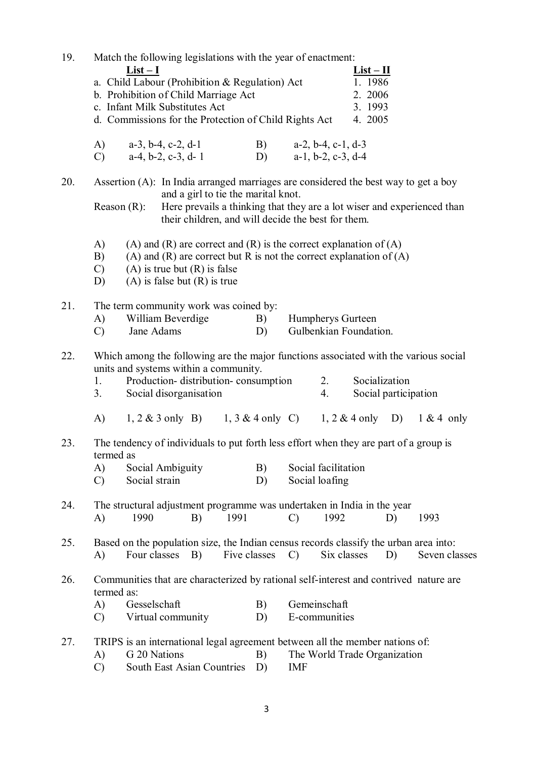19. Match the following legislations with the year of enactment:

| List – I | List – II |
|---|---|
| a. Child Labour (Prohibition & Regulation) Act | 1. 1986 |
| b. Prohibition of Child Marriage Act | 2. 2006 |
| c. Infant Milk Substitutes Act | 3. 1993 |
| d. Commissions for the Protection of Child Rights Act | 4. 2005 |

A) a-3, b-4, c-2, d-1  B) a-2, b-4, c-1, d-3
C) a-4, b-2, c-3, d- 1  D) a-1, b-2, c-3, d-4

20. Assertion (A): In India arranged marriages are considered the best way to get a boy and a girl to tie the marital knot.
Reason (R): Here prevails a thinking that they are a lot wiser and experienced than their children, and will decide the best for them.

A) (A) and (R) are correct and (R) is the correct explanation of (A)
B) (A) and (R) are correct but R is not the correct explanation of (A)
C) (A) is true but (R) is false
D) (A) is false but (R) is true

21. The term community work was coined by:
A) William Beverdige  B) Humpherys Gurteen
C) Jane Adams  D) Gulbenkian Foundation.

22. Which among the following are the major functions associated with the various social units and systems within a community.
1. Production- distribution- consumption  2. Socialization
3. Social disorganisation  4. Social participation

A) 1, 2 & 3 only  B) 1, 3 & 4 only  C) 1, 2 & 4 only  D) 1 & 4 only

23. The tendency of individuals to put forth less effort when they are part of a group is termed as
A) Social Ambiguity  B) Social facilitation
C) Social strain  D) Social loafing

24. The structural adjustment programme was undertaken in India in the year
A) 1990  B) 1991  C) 1992  D) 1993

25. Based on the population size, the Indian census records classify the urban area into:
A) Four classes  B) Five classes  C) Six classes  D) Seven classes

26. Communities that are characterized by rational self-interest and contrived nature are termed as:
A) Gesselschaft  B) Gemeinschaft
C) Virtual community  D) E-communities

27. TRIPS is an international legal agreement between all the member nations of:
A) G 20 Nations  B) The World Trade Organization
C) South East Asian Countries  D) IMF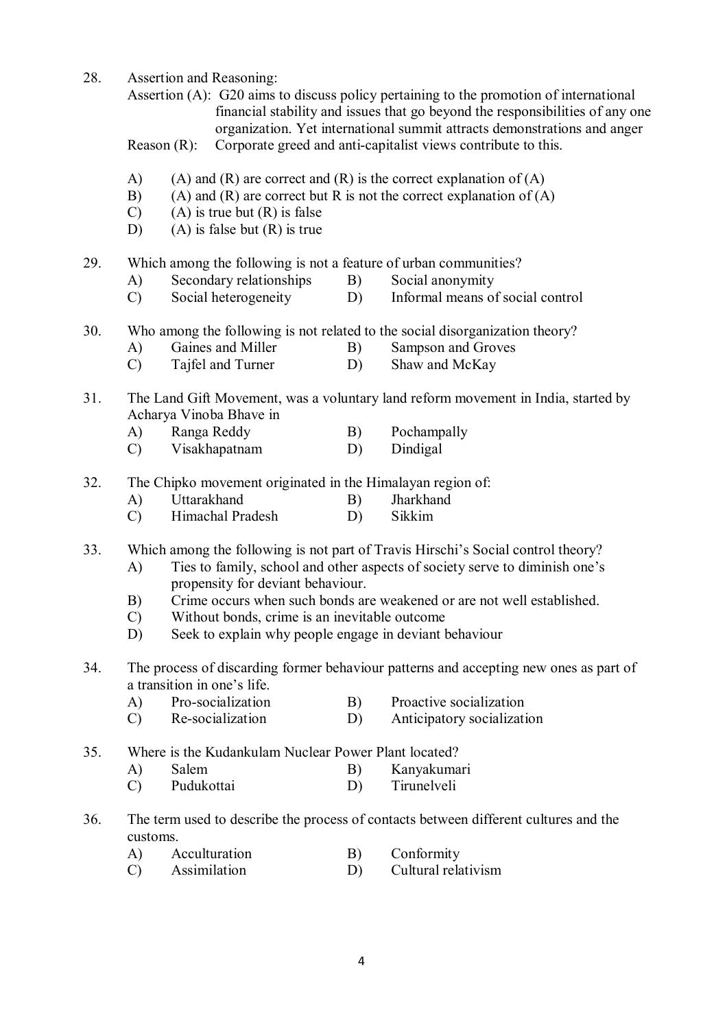28. Assertion and Reasoning:

    Assertion (A): G20 aims to discuss policy pertaining to the promotion of international financial stability and issues that go beyond the responsibilities of any one organization. Yet international summit attracts demonstrations and anger

    Reason (R): Corporate greed and anti-capitalist views contribute to this.

    A) (A) and (R) are correct and (R) is the correct explanation of (A)
    B) (A) and (R) are correct but R is not the correct explanation of (A)
    C) (A) is true but (R) is false
    D) (A) is false but (R) is true

29. Which among the following is not a feature of urban communities?

    A) Secondary relationships
    B) Social anonymity
    C) Social heterogeneity
    D) Informal means of social control

30. Who among the following is not related to the social disorganization theory?

    A) Gaines and Miller
    B) Sampson and Groves
    C) Tajfel and Turner
    D) Shaw and McKay

31. The Land Gift Movement, was a voluntary land reform movement in India, started by Acharya Vinoba Bhave in

    A) Ranga Reddy
    B) Pochampally
    C) Visakhapatnam
    D) Dindigal

32. The Chipko movement originated in the Himalayan region of:

    A) Uttarakhand
    B) Jharkhand
    C) Himachal Pradesh
    D) Sikkim

33. Which among the following is not part of Travis Hirschi's Social control theory?

    A) Ties to family, school and other aspects of society serve to diminish one's propensity for deviant behaviour.
    B) Crime occurs when such bonds are weakened or are not well established.
    C) Without bonds, crime is an inevitable outcome
    D) Seek to explain why people engage in deviant behaviour

34. The process of discarding former behaviour patterns and accepting new ones as part of a transition in one's life.

    A) Pro-socialization
    B) Proactive socialization
    C) Re-socialization
    D) Anticipatory socialization

35. Where is the Kudankulam Nuclear Power Plant located?

    A) Salem
    B) Kanyakumari
    C) Pudukottai
    D) Tirunelveli

36. The term used to describe the process of contacts between different cultures and the customs.

    A) Acculturation
    B) Conformity
    C) Assimilation
    D) Cultural relativism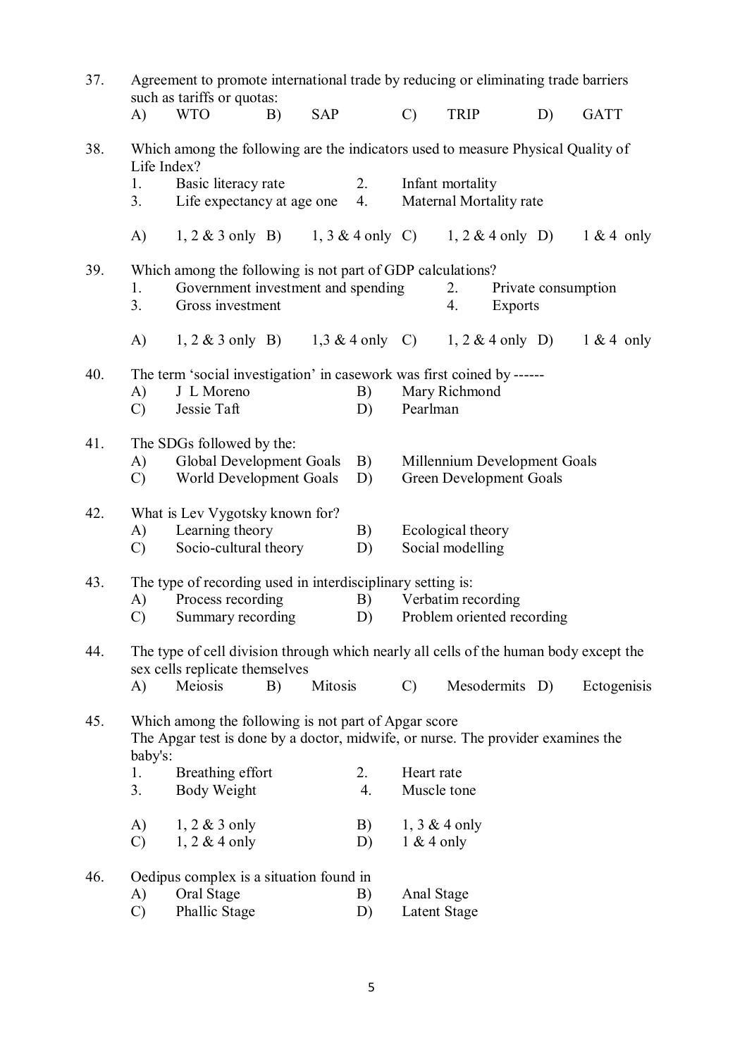37. Agreement to promote international trade by reducing or eliminating trade barriers such as tariffs or quotas:

    A) WTO B) SAP C) TRIP D) GATT

38. Which among the following are the indicators used to measure Physical Quality of Life Index?

    1. Basic literacy rate
    2. Infant mortality
    3. Life expectancy at age one
    4. Maternal Mortality rate

    A) 1, 2 & 3 only B) 1, 3 & 4 only C) 1, 2 & 4 only D) 1 & 4 only

39. Which among the following is not part of GDP calculations?

    1. Government investment and spending
    2. Private consumption
    3. Gross investment
    4. Exports

    A) 1, 2 & 3 only B) 1,3 & 4 only C) 1, 2 & 4 only D) 1 & 4 only

40. The term 'social investigation' in casework was first coined by ------

    A) J L Moreno
    B) Mary Richmond
    C) Jessie Taft
    D) Pearlman

41. The SDGs followed by the:

    A) Global Development Goals
    B) Millennium Development Goals
    C) World Development Goals
    D) Green Development Goals

42. What is Lev Vygotsky known for?

    A) Learning theory
    B) Ecological theory
    C) Socio-cultural theory
    D) Social modelling

43. The type of recording used in interdisciplinary setting is:

    A) Process recording
    B) Verbatim recording
    C) Summary recording
    D) Problem oriented recording

44. The type of cell division through which nearly all cells of the human body except the sex cells replicate themselves

    A) Meiosis B) Mitosis C) Mesodermits D) Ectogenisis

45. Which among the following is not part of Apgar score
    The Apgar test is done by a doctor, midwife, or nurse. The provider examines the baby's:

    1. Breathing effort
    2. Heart rate
    3. Body Weight
    4. Muscle tone

    A) 1, 2 & 3 only
    B) 1, 3 & 4 only
    C) 1, 2 & 4 only
    D) 1 & 4 only

46. Oedipus complex is a situation found in

    A) Oral Stage
    B) Anal Stage
    C) Phallic Stage
    D) Latent Stage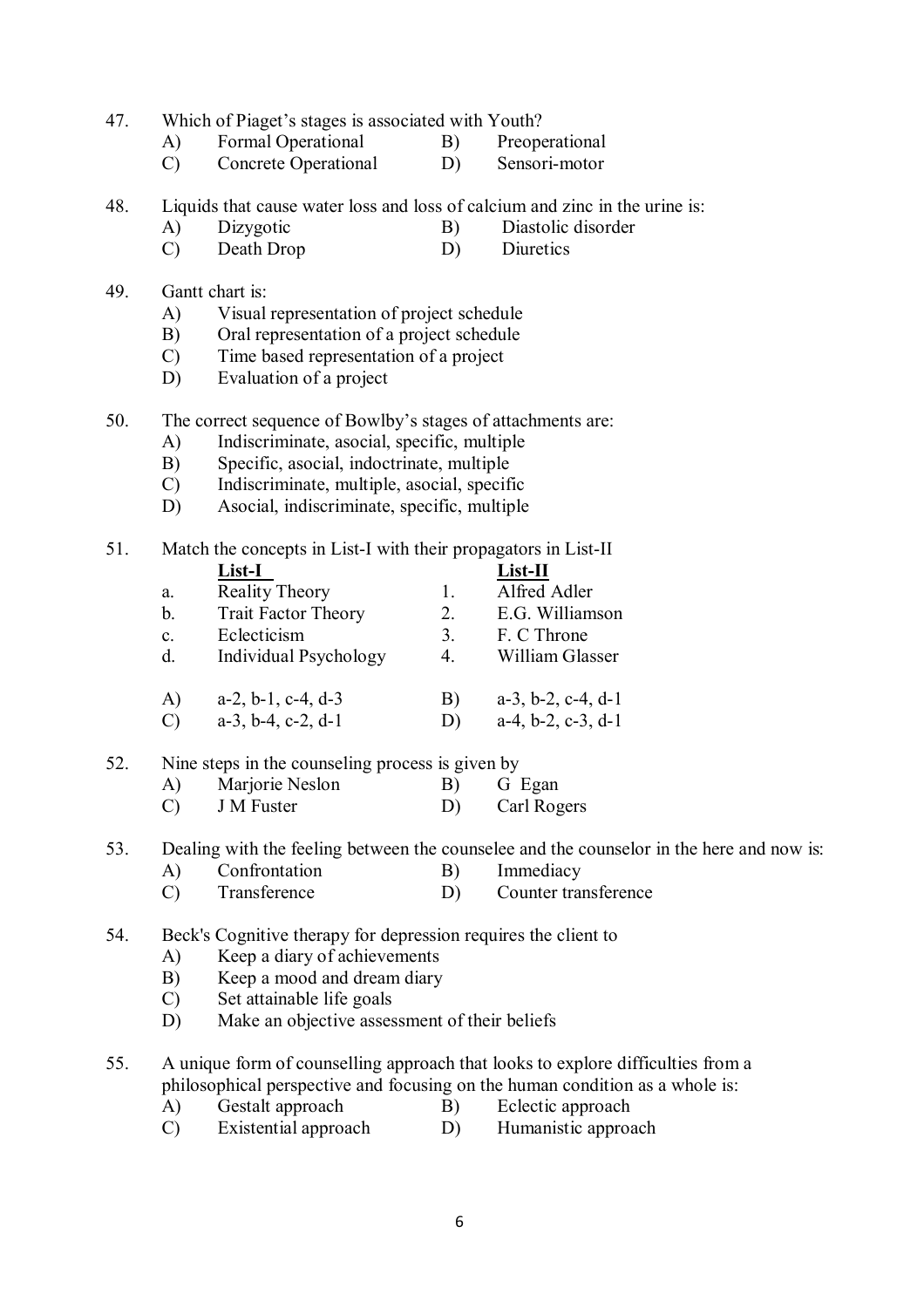47. Which of Piaget's stages is associated with Youth?
    - A) Formal Operational
    - B) Preoperational
    - C) Concrete Operational
    - D) Sensori-motor

48. Liquids that cause water loss and loss of calcium and zinc in the urine is:
    - A) Dizygotic
    - B) Diastolic disorder
    - C) Death Drop
    - D) Diuretics

49. Gantt chart is:
    - A) Visual representation of project schedule
    - B) Oral representation of a project schedule
    - C) Time based representation of a project
    - D) Evaluation of a project

50. The correct sequence of Bowlby's stages of attachments are:
    - A) Indiscriminate, asocial, specific, multiple
    - B) Specific, asocial, indoctrinate, multiple
    - C) Indiscriminate, multiple, asocial, specific
    - D) Asocial, indiscriminate, specific, multiple

51. Match the concepts in List-I with their propagators in List-II

| | **List-I** | | **List-II** |
|---|---|---|---|
| a. | Reality Theory | 1. | Alfred Adler |
| b. | Trait Factor Theory | 2. | E.G. Williamson |
| c. | Eclecticism | 3. | F. C Throne |
| d. | Individual Psychology | 4. | William Glasser |

- A) a-2, b-1, c-4, d-3
- B) a-3, b-2, c-4, d-1
- C) a-3, b-4, c-2, d-1
- D) a-4, b-2, c-3, d-1

52. Nine steps in the counseling process is given by
    - A) Marjorie Neslon
    - B) G Egan
    - C) J M Fuster
    - D) Carl Rogers

53. Dealing with the feeling between the counselee and the counselor in the here and now is:
    - A) Confrontation
    - B) Immediacy
    - C) Transference
    - D) Counter transference

54. Beck's Cognitive therapy for depression requires the client to
    - A) Keep a diary of achievements
    - B) Keep a mood and dream diary
    - C) Set attainable life goals
    - D) Make an objective assessment of their beliefs

55. A unique form of counselling approach that looks to explore difficulties from a philosophical perspective and focusing on the human condition as a whole is:
    - A) Gestalt approach
    - B) Eclectic approach
    - C) Existential approach
    - D) Humanistic approach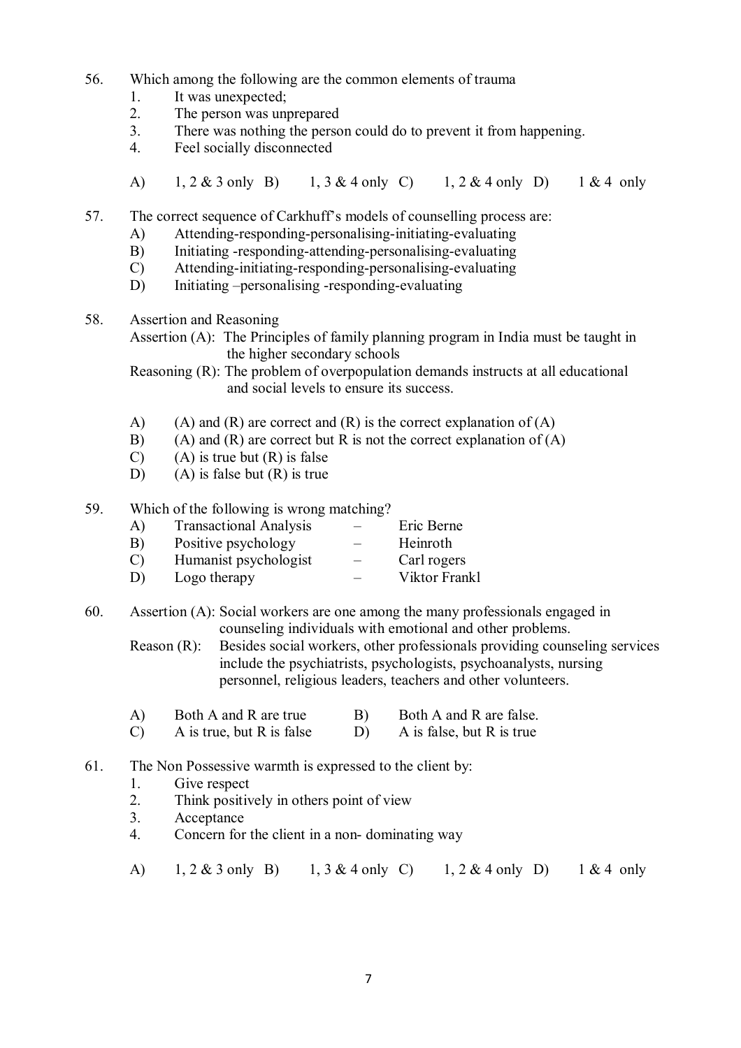56. Which among the following are the common elements of trauma
    1. It was unexpected;
    2. The person was unprepared
    3. There was nothing the person could do to prevent it from happening.
    4. Feel socially disconnected

    A) 1, 2 & 3 only B) 1, 3 & 4 only C) 1, 2 & 4 only D) 1 & 4 only

57. The correct sequence of Carkhuff's models of counselling process are:
    A) Attending-responding-personalising-initiating-evaluating
    B) Initiating -responding-attending-personalising-evaluating
    C) Attending-initiating-responding-personalising-evaluating
    D) Initiating –personalising -responding-evaluating

58. Assertion and Reasoning

    Assertion (A): The Principles of family planning program in India must be taught in the higher secondary schools

    Reasoning (R): The problem of overpopulation demands instructs at all educational and social levels to ensure its success.

    A) (A) and (R) are correct and (R) is the correct explanation of (A)
    B) (A) and (R) are correct but R is not the correct explanation of (A)
    C) (A) is true but (R) is false
    D) (A) is false but (R) is true

59. Which of the following is wrong matching?
    A) Transactional Analysis – Eric Berne
    B) Positive psychology – Heinroth
    C) Humanist psychologist – Carl rogers
    D) Logo therapy – Viktor Frankl

60. Assertion (A): Social workers are one among the many professionals engaged in counseling individuals with emotional and other problems.

    Reason (R): Besides social workers, other professionals providing counseling services include the psychiatrists, psychologists, psychoanalysts, nursing personnel, religious leaders, teachers and other volunteers.

    A) Both A and R are true B) Both A and R are false.
    C) A is true, but R is false D) A is false, but R is true

61. The Non Possessive warmth is expressed to the client by:
    1. Give respect
    2. Think positively in others point of view
    3. Acceptance
    4. Concern for the client in a non- dominating way

    A) 1, 2 & 3 only B) 1, 3 & 4 only C) 1, 2 & 4 only D) 1 & 4 only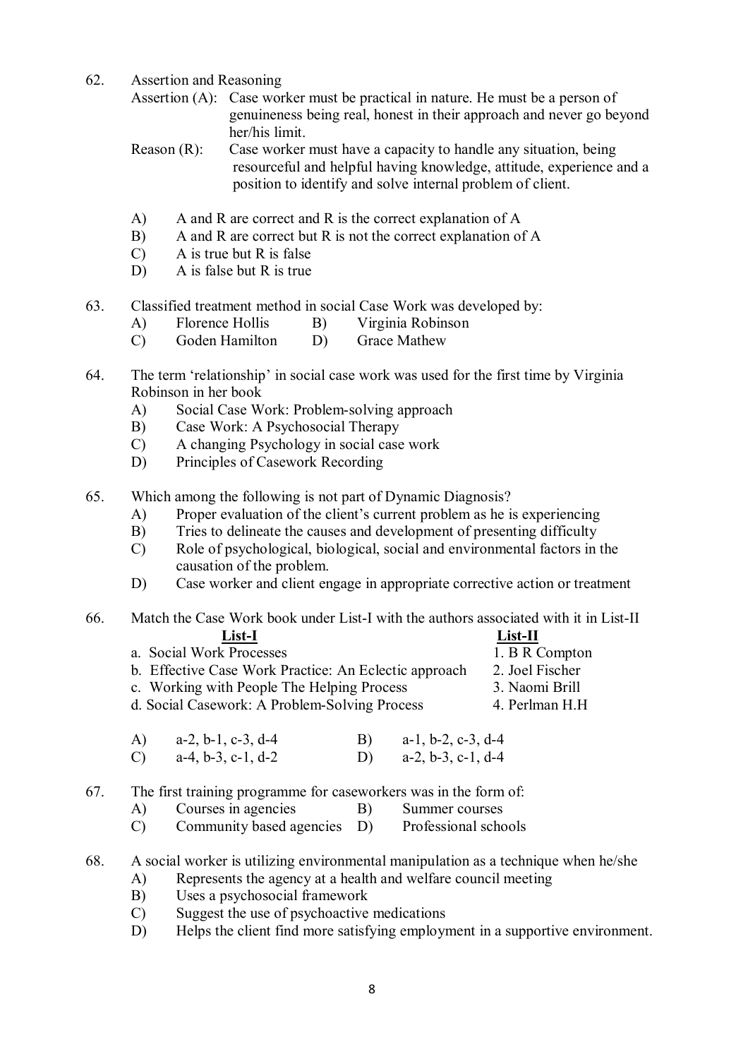62. Assertion and Reasoning

Assertion (A): Case worker must be practical in nature. He must be a person of genuineness being real, honest in their approach and never go beyond her/his limit.

Reason (R): Case worker must have a capacity to handle any situation, being resourceful and helpful having knowledge, attitude, experience and a position to identify and solve internal problem of client.

A) A and R are correct and R is the correct explanation of A
B) A and R are correct but R is not the correct explanation of A
C) A is true but R is false
D) A is false but R is true

63. Classified treatment method in social Case Work was developed by:

A) Florence Hollis B) Virginia Robinson
C) Goden Hamilton D) Grace Mathew

64. The term 'relationship' in social case work was used for the first time by Virginia Robinson in her book

A) Social Case Work: Problem-solving approach
B) Case Work: A Psychosocial Therapy
C) A changing Psychology in social case work
D) Principles of Casework Recording

65. Which among the following is not part of Dynamic Diagnosis?

A) Proper evaluation of the client's current problem as he is experiencing
B) Tries to delineate the causes and development of presenting difficulty
C) Role of psychological, biological, social and environmental factors in the causation of the problem.
D) Case worker and client engage in appropriate corrective action or treatment

66. Match the Case Work book under List-I with the authors associated with it in List-II

| List-I | List-II |
|---|---|
| a. Social Work Processes | 1. B R Compton |
| b. Effective Case Work Practice: An Eclectic approach | 2. Joel Fischer |
| c. Working with People The Helping Process | 3. Naomi Brill |
| d. Social Casework: A Problem-Solving Process | 4. Perlman H.H |

A) a-2, b-1, c-3, d-4 B) a-1, b-2, c-3, d-4
C) a-4, b-3, c-1, d-2 D) a-2, b-3, c-1, d-4

67. The first training programme for caseworkers was in the form of:

A) Courses in agencies B) Summer courses
C) Community based agencies D) Professional schools

68. A social worker is utilizing environmental manipulation as a technique when he/she

A) Represents the agency at a health and welfare council meeting
B) Uses a psychosocial framework
C) Suggest the use of psychoactive medications
D) Helps the client find more satisfying employment in a supportive environment.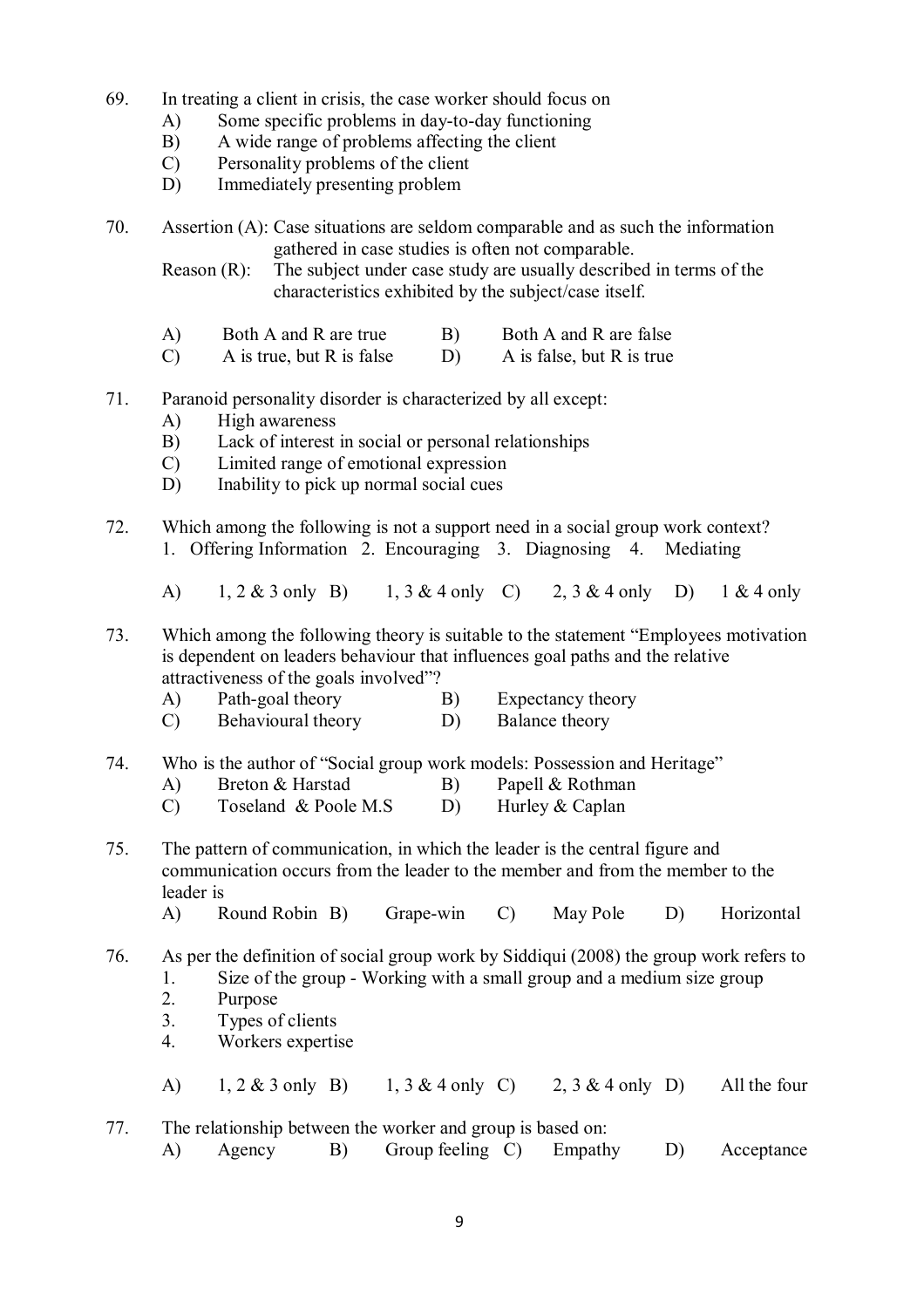69. In treating a client in crisis, the case worker should focus on
    - A) Some specific problems in day-to-day functioning
    - B) A wide range of problems affecting the client
    - C) Personality problems of the client
    - D) Immediately presenting problem

70. Assertion (A): Case situations are seldom comparable and as such the information gathered in case studies is often not comparable.
    Reason (R): The subject under case study are usually described in terms of the characteristics exhibited by the subject/case itself.

    - A) Both A and R are true
    - B) Both A and R are false
    - C) A is true, but R is false
    - D) A is false, but R is true

71. Paranoid personality disorder is characterized by all except:
    - A) High awareness
    - B) Lack of interest in social or personal relationships
    - C) Limited range of emotional expression
    - D) Inability to pick up normal social cues

72. Which among the following is not a support need in a social group work context?
    1. Offering Information 2. Encouraging 3. Diagnosing 4. Mediating

    - A) 1, 2 & 3 only
    - B) 1, 3 & 4 only
    - C) 2, 3 & 4 only
    - D) 1 & 4 only

73. Which among the following theory is suitable to the statement "Employees motivation is dependent on leaders behaviour that influences goal paths and the relative attractiveness of the goals involved"?
    - A) Path-goal theory
    - B) Expectancy theory
    - C) Behavioural theory
    - D) Balance theory

74. Who is the author of "Social group work models: Possession and Heritage"
    - A) Breton & Harstad
    - B) Papell & Rothman
    - C) Toseland & Poole M.S
    - D) Hurley & Caplan

75. The pattern of communication, in which the leader is the central figure and communication occurs from the leader to the member and from the member to the leader is
    - A) Round Robin
    - B) Grape-win
    - C) May Pole
    - D) Horizontal

76. As per the definition of social group work by Siddiqui (2008) the group work refers to
    1. Size of the group - Working with a small group and a medium size group
    2. Purpose
    3. Types of clients
    4. Workers expertise

    - A) 1, 2 & 3 only
    - B) 1, 3 & 4 only
    - C) 2, 3 & 4 only
    - D) All the four

77. The relationship between the worker and group is based on:
    - A) Agency
    - B) Group feeling
    - C) Empathy
    - D) Acceptance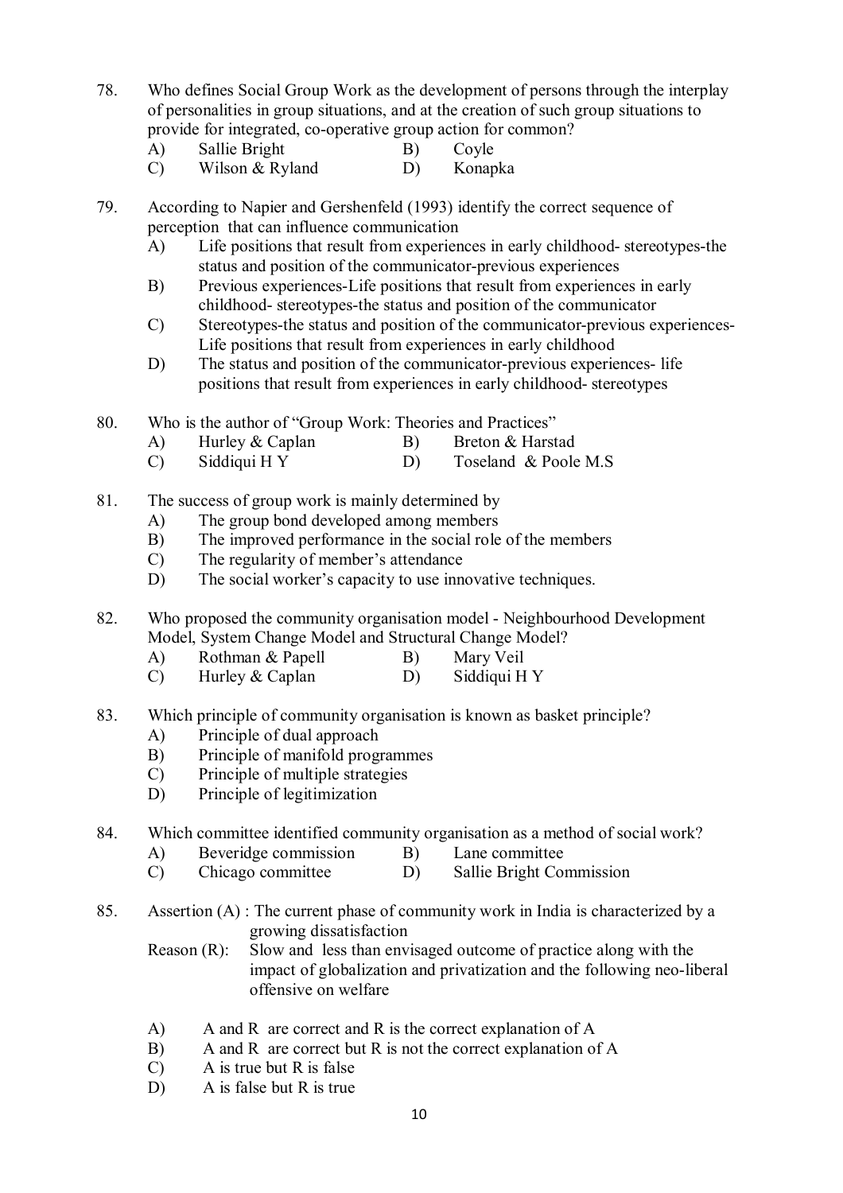78. Who defines Social Group Work as the development of persons through the interplay of personalities in group situations, and at the creation of such group situations to provide for integrated, co-operative group action for common?
    - A) Sallie Bright
    - B) Coyle
    - C) Wilson & Ryland
    - D) Konapka

79. According to Napier and Gershenfeld (1993) identify the correct sequence of perception that can influence communication
    - A) Life positions that result from experiences in early childhood- stereotypes-the status and position of the communicator-previous experiences
    - B) Previous experiences-Life positions that result from experiences in early childhood- stereotypes-the status and position of the communicator
    - C) Stereotypes-the status and position of the communicator-previous experiences-Life positions that result from experiences in early childhood
    - D) The status and position of the communicator-previous experiences- life positions that result from experiences in early childhood- stereotypes

80. Who is the author of "Group Work: Theories and Practices"
    - A) Hurley & Caplan
    - B) Breton & Harstad
    - C) Siddiqui H Y
    - D) Toseland & Poole M.S

81. The success of group work is mainly determined by
    - A) The group bond developed among members
    - B) The improved performance in the social role of the members
    - C) The regularity of member's attendance
    - D) The social worker's capacity to use innovative techniques.

82. Who proposed the community organisation model - Neighbourhood Development Model, System Change Model and Structural Change Model?
    - A) Rothman & Papell
    - B) Mary Veil
    - C) Hurley & Caplan
    - D) Siddiqui H Y

83. Which principle of community organisation is known as basket principle?
    - A) Principle of dual approach
    - B) Principle of manifold programmes
    - C) Principle of multiple strategies
    - D) Principle of legitimization

84. Which committee identified community organisation as a method of social work?
    - A) Beveridge commission
    - B) Lane committee
    - C) Chicago committee
    - D) Sallie Bright Commission

85. Assertion (A) : The current phase of community work in India is characterized by a growing dissatisfaction

    Reason (R): Slow and less than envisaged outcome of practice along with the impact of globalization and privatization and the following neo-liberal offensive on welfare

    - A) A and R are correct and R is the correct explanation of A
    - B) A and R are correct but R is not the correct explanation of A
    - C) A is true but R is false
    - D) A is false but R is true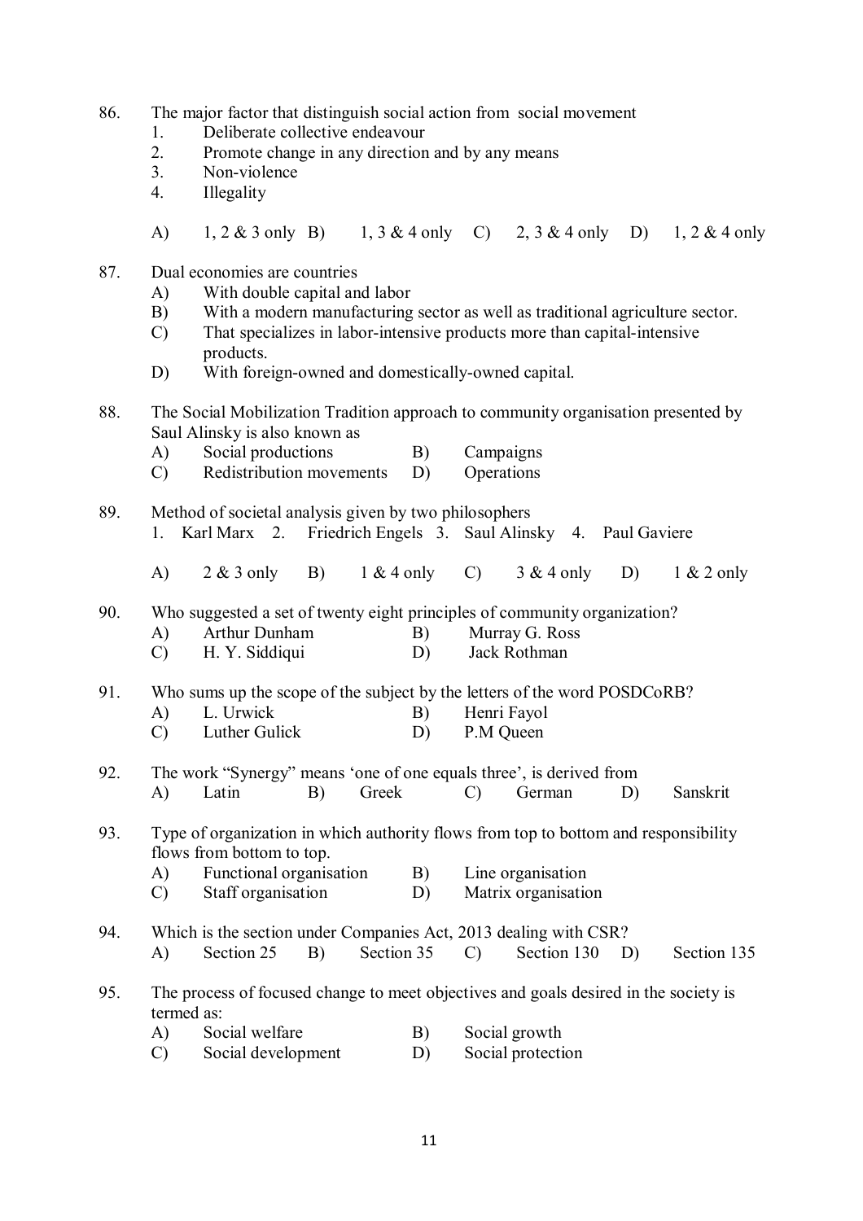86. The major factor that distinguish social action from social movement
    1. Deliberate collective endeavour
    2. Promote change in any direction and by any means
    3. Non-violence
    4. Illegality

    A) 1, 2 & 3 only B) 1, 3 & 4 only C) 2, 3 & 4 only D) 1, 2 & 4 only

87. Dual economies are countries
    A) With double capital and labor
    B) With a modern manufacturing sector as well as traditional agriculture sector.
    C) That specializes in labor-intensive products more than capital-intensive products.
    D) With foreign-owned and domestically-owned capital.

88. The Social Mobilization Tradition approach to community organisation presented by Saul Alinsky is also known as
    A) Social productions B) Campaigns
    C) Redistribution movements D) Operations

89. Method of societal analysis given by two philosophers
    1. Karl Marx 2. Friedrich Engels 3. Saul Alinsky 4. Paul Gaviere

    A) 2 & 3 only B) 1 & 4 only C) 3 & 4 only D) 1 & 2 only

90. Who suggested a set of twenty eight principles of community organization?
    A) Arthur Dunham B) Murray G. Ross
    C) H. Y. Siddiqui D) Jack Rothman

91. Who sums up the scope of the subject by the letters of the word POSDCoRB?
    A) L. Urwick B) Henri Fayol
    C) Luther Gulick D) P.M Queen

92. The work "Synergy" means 'one of one equals three', is derived from
    A) Latin B) Greek C) German D) Sanskrit

93. Type of organization in which authority flows from top to bottom and responsibility flows from bottom to top.
    A) Functional organisation B) Line organisation
    C) Staff organisation D) Matrix organisation

94. Which is the section under Companies Act, 2013 dealing with CSR?
    A) Section 25 B) Section 35 C) Section 130 D) Section 135

95. The process of focused change to meet objectives and goals desired in the society is termed as:
    A) Social welfare B) Social growth
    C) Social development D) Social protection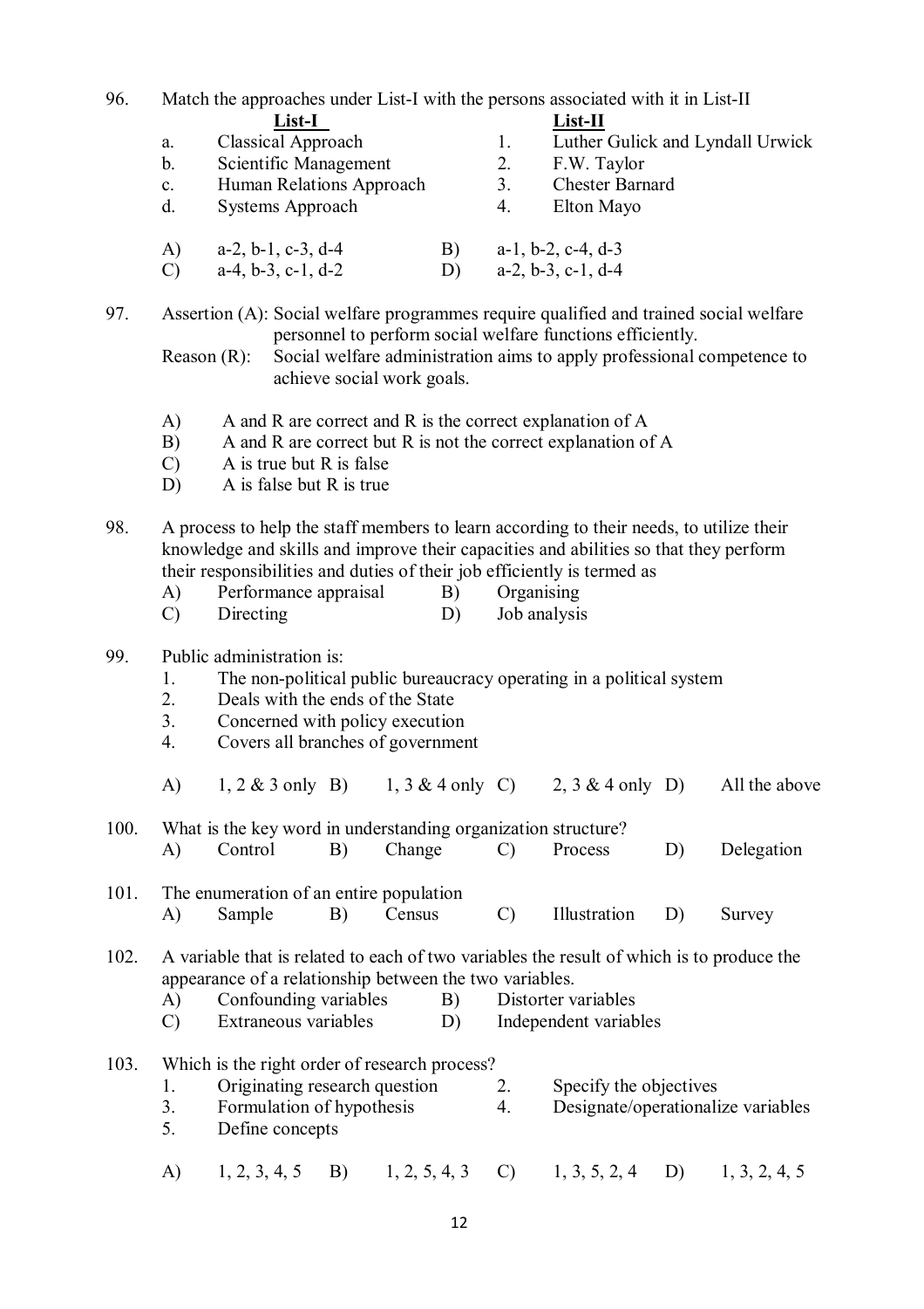96. Match the approaches under List-I with the persons associated with it in List-II

| | List-I | | List-II |
|---|---|---|---|
| a. | Classical Approach | 1. | Luther Gulick and Lyndall Urwick |
| b. | Scientific Management | 2. | F.W. Taylor |
| c. | Human Relations Approach | 3. | Chester Barnard |
| d. | Systems Approach | 4. | Elton Mayo |

A) a-2, b-1, c-3, d-4  B) a-1, b-2, c-4, d-3
C) a-4, b-3, c-1, d-2  D) a-2, b-3, c-1, d-4

97. Assertion (A): Social welfare programmes require qualified and trained social welfare personnel to perform social welfare functions efficiently.
Reason (R): Social welfare administration aims to apply professional competence to achieve social work goals.

A) A and R are correct and R is the correct explanation of A
B) A and R are correct but R is not the correct explanation of A
C) A is true but R is false
D) A is false but R is true

98. A process to help the staff members to learn according to their needs, to utilize their knowledge and skills and improve their capacities and abilities so that they perform their responsibilities and duties of their job efficiently is termed as
A) Performance appraisal  B) Organising
C) Directing  D) Job analysis

99. Public administration is:
1. The non-political public bureaucracy operating in a political system
2. Deals with the ends of the State
3. Concerned with policy execution
4. Covers all branches of government

A) 1, 2 & 3 only  B) 1, 3 & 4 only  C) 2, 3 & 4 only  D) All the above

100. What is the key word in understanding organization structure?
A) Control  B) Change  C) Process  D) Delegation

101. The enumeration of an entire population
A) Sample  B) Census  C) Illustration  D) Survey

102. A variable that is related to each of two variables the result of which is to produce the appearance of a relationship between the two variables.
A) Confounding variables  B) Distorter variables
C) Extraneous variables  D) Independent variables

103. Which is the right order of research process?
1. Originating research question
2. Specify the objectives
3. Formulation of hypothesis
4. Designate/operationalize variables
5. Define concepts

A) 1, 2, 3, 4, 5  B) 1, 2, 5, 4, 3  C) 1, 3, 5, 2, 4  D) 1, 3, 2, 4, 5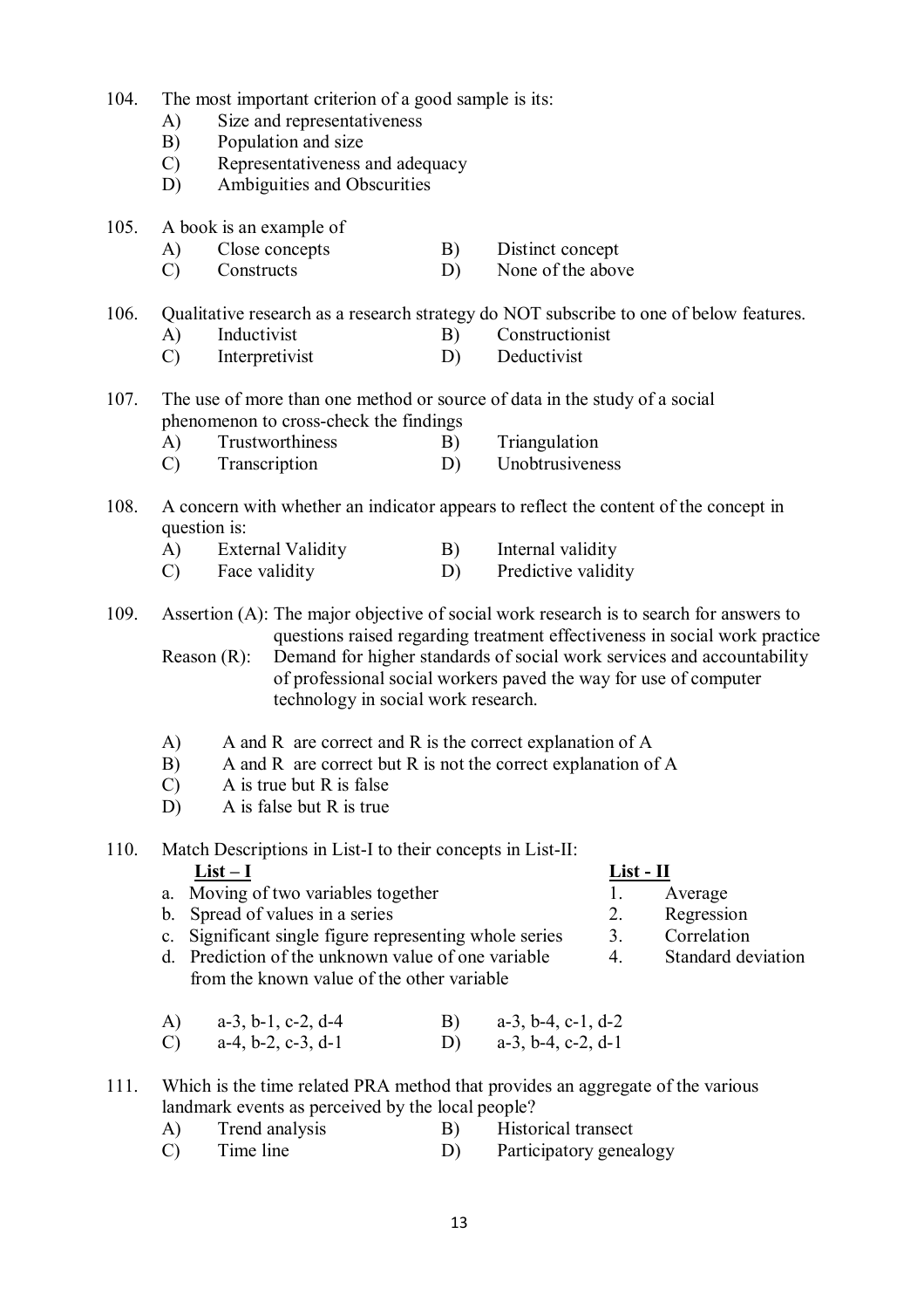104. The most important criterion of a good sample is its:
   A) Size and representativeness
   B) Population and size
   C) Representativeness and adequacy
   D) Ambiguities and Obscurities

105. A book is an example of
   A) Close concepts
   B) Distinct concept
   C) Constructs
   D) None of the above

106. Qualitative research as a research strategy do NOT subscribe to one of below features.
   A) Inductivist
   B) Constructionist
   C) Interpretivist
   D) Deductivist

107. The use of more than one method or source of data in the study of a social phenomenon to cross-check the findings
   A) Trustworthiness
   B) Triangulation
   C) Transcription
   D) Unobtrusiveness

108. A concern with whether an indicator appears to reflect the content of the concept in question is:
   A) External Validity
   B) Internal validity
   C) Face validity
   D) Predictive validity

109. Assertion (A): The major objective of social work research is to search for answers to questions raised regarding treatment effectiveness in social work practice

   Reason (R): Demand for higher standards of social work services and accountability of professional social workers paved the way for use of computer technology in social work research.

   A) A and R are correct and R is the correct explanation of A
   B) A and R are correct but R is not the correct explanation of A
   C) A is true but R is false
   D) A is false but R is true

110. Match Descriptions in List-I to their concepts in List-II:

| List – I | List - II |
|---|---|
| a. Moving of two variables together | 1. Average |
| b. Spread of values in a series | 2. Regression |
| c. Significant single figure representing whole series | 3. Correlation |
| d. Prediction of the unknown value of one variable from the known value of the other variable | 4. Standard deviation |

   A) a-3, b-1, c-2, d-4
   B) a-3, b-4, c-1, d-2
   C) a-4, b-2, c-3, d-1
   D) a-3, b-4, c-2, d-1

111. Which is the time related PRA method that provides an aggregate of the various landmark events as perceived by the local people?
   A) Trend analysis
   B) Historical transect
   C) Time line
   D) Participatory genealogy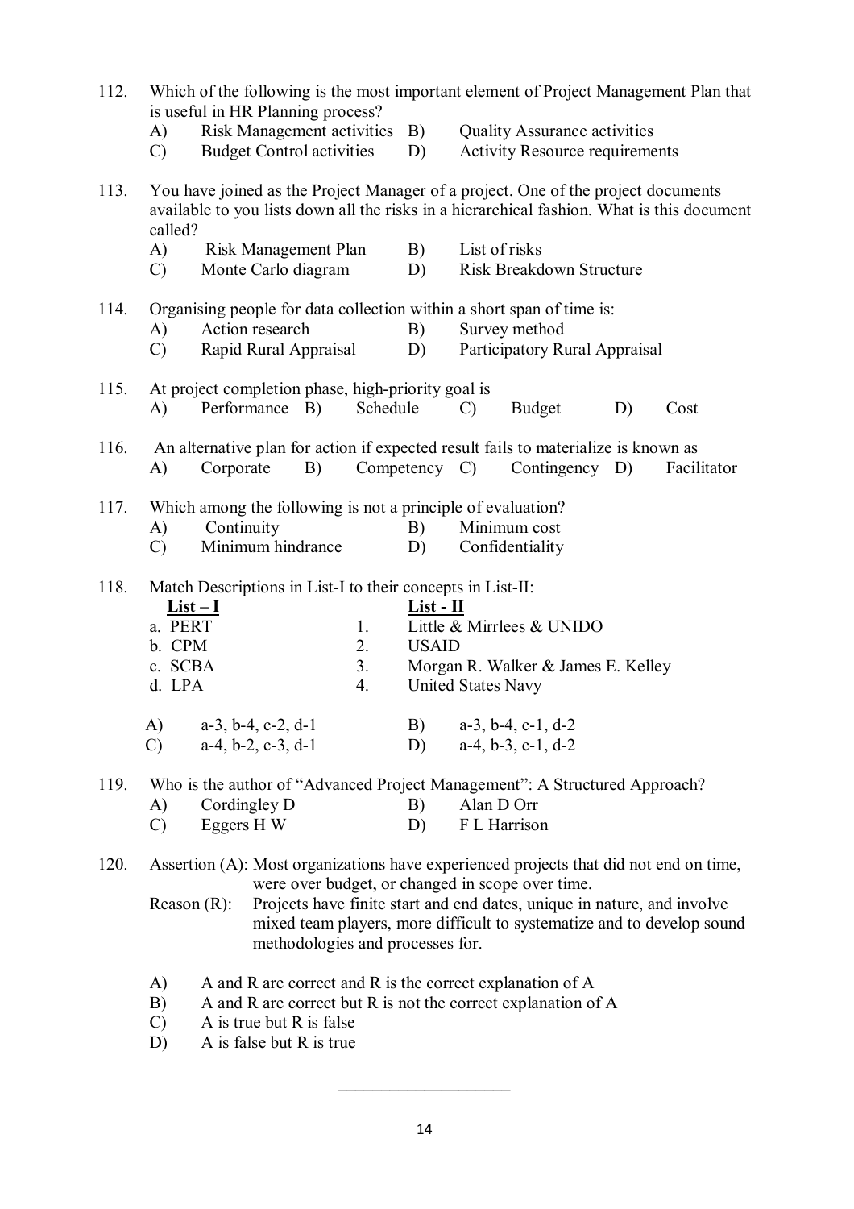112. Which of the following is the most important element of Project Management Plan that is useful in HR Planning process?
   A) Risk Management activities
   B) Quality Assurance activities
   C) Budget Control activities
   D) Activity Resource requirements

113. You have joined as the Project Manager of a project. One of the project documents available to you lists down all the risks in a hierarchical fashion. What is this document called?
   A) Risk Management Plan
   B) List of risks
   C) Monte Carlo diagram
   D) Risk Breakdown Structure

114. Organising people for data collection within a short span of time is:
   A) Action research
   B) Survey method
   C) Rapid Rural Appraisal
   D) Participatory Rural Appraisal

115. At project completion phase, high-priority goal is
   A) Performance
   B) Schedule
   C) Budget
   D) Cost

116. An alternative plan for action if expected result fails to materialize is known as
   A) Corporate
   B) Competency
   C) Contingency
   D) Facilitator

117. Which among the following is not a principle of evaluation?
   A) Continuity
   B) Minimum cost
   C) Minimum hindrance
   D) Confidentiality

118. Match Descriptions in List-I to their concepts in List-II:

| **List – I** | | **List - II** |
|---|---|---|
| a. PERT | 1. | Little & Mirrlees & UNIDO |
| b. CPM | 2. | USAID |
| c. SCBA | 3. | Morgan R. Walker & James E. Kelley |
| d. LPA | 4. | United States Navy |

   A) a-3, b-4, c-2, d-1
   B) a-3, b-4, c-1, d-2
   C) a-4, b-2, c-3, d-1
   D) a-4, b-3, c-1, d-2

119. Who is the author of "Advanced Project Management": A Structured Approach?
   A) Cordingley D
   B) Alan D Orr
   C) Eggers H W
   D) F L Harrison

120. Assertion (A): Most organizations have experienced projects that did not end on time, were over budget, or changed in scope over time.

   Reason (R): Projects have finite start and end dates, unique in nature, and involve mixed team players, more difficult to systematize and to develop sound methodologies and processes for.

   A) A and R are correct and R is the correct explanation of A
   B) A and R are correct but R is not the correct explanation of A
   C) A is true but R is false
   D) A is false but R is true